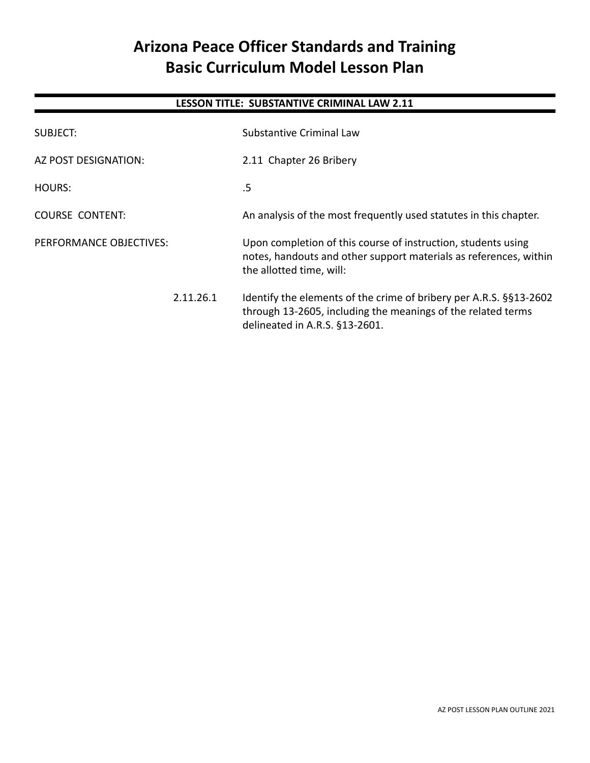# Arizona Peace Officer Standards and Training
# Basic Curriculum Model Lesson Plan

**LESSON TITLE: SUBSTANTIVE CRIMINAL LAW 2.11**

| | |
|---|---|
| SUBJECT: | Substantive Criminal Law |
| AZ POST DESIGNATION: | 2.11 Chapter 26 Bribery |
| HOURS: | .5 |
| COURSE CONTENT: | An analysis of the most frequently used statutes in this chapter. |
| PERFORMANCE OBJECTIVES: | Upon completion of this course of instruction, students using notes, handouts and other support materials as references, within the allotted time, will: |

2.11.26.1 Identify the elements of the crime of bribery per A.R.S. §§13-2602 through 13-2605, including the meanings of the related terms delineated in A.R.S. §13-2601.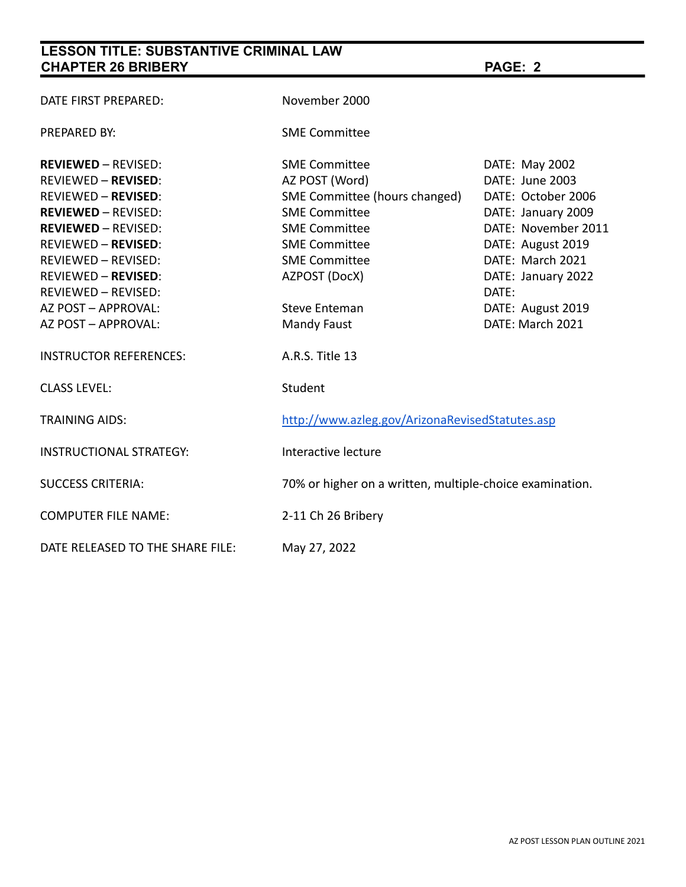**LESSON TITLE: SUBSTANTIVE CRIMINAL LAW**
**CHAPTER 26 BRIBERY**

| | | |
|---|---|---|
| DATE FIRST PREPARED: | November 2000 | |
| PREPARED BY: | SME Committee | |
| **REVIEWED** – REVISED: | SME Committee | DATE: May 2002 |
| REVIEWED – **REVISED**: | AZ POST (Word) | DATE: June 2003 |
| REVIEWED – **REVISED**: | SME Committee (hours changed) | DATE: October 2006 |
| **REVIEWED** – REVISED: | SME Committee | DATE: January 2009 |
| **REVIEWED** – REVISED: | SME Committee | DATE: November 2011 |
| REVIEWED – **REVISED**: | SME Committee | DATE: August 2019 |
| REVIEWED – REVISED: | SME Committee | DATE: March 2021 |
| REVIEWED – **REVISED**: | AZPOST (DocX) | DATE: January 2022 |
| REVIEWED – REVISED: | | DATE: |
| AZ POST – APPROVAL: | Steve Enteman | DATE: August 2019 |
| AZ POST – APPROVAL: | Mandy Faust | DATE: March 2021 |
| INSTRUCTOR REFERENCES: | A.R.S. Title 13 | |
| CLASS LEVEL: | Student | |
| TRAINING AIDS: | http://www.azleg.gov/ArizonaRevisedStatutes.asp | |
| INSTRUCTIONAL STRATEGY: | Interactive lecture | |
| SUCCESS CRITERIA: | 70% or higher on a written, multiple-choice examination. | |
| COMPUTER FILE NAME: | 2-11 Ch 26 Bribery | |
| DATE RELEASED TO THE SHARE FILE: | May 27, 2022 | |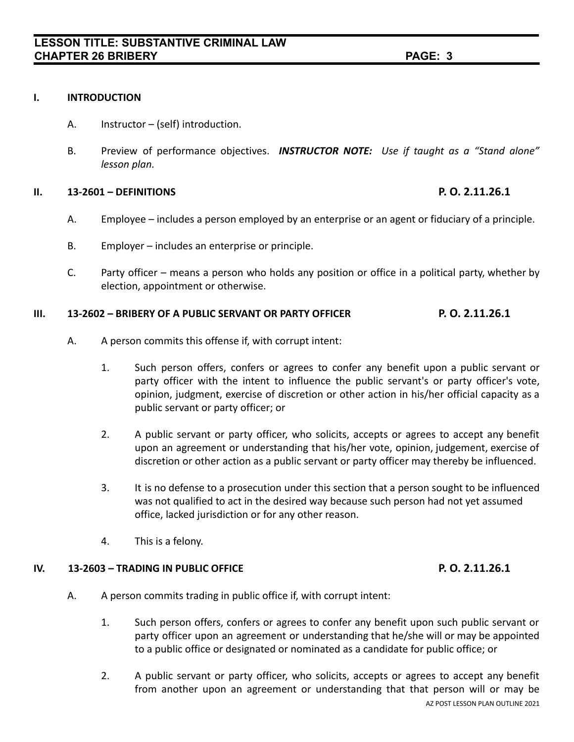## I. INTRODUCTION

A. Instructor – (self) introduction.

B. Preview of performance objectives. ***INSTRUCTOR NOTE:*** *Use if taught as a "Stand alone" lesson plan.*

## II. 13-2601 – DEFINITIONS — P. O. 2.11.26.1

A. Employee – includes a person employed by an enterprise or an agent or fiduciary of a principle.

B. Employer – includes an enterprise or principle.

C. Party officer – means a person who holds any position or office in a political party, whether by election, appointment or otherwise.

## III. 13-2602 – BRIBERY OF A PUBLIC SERVANT OR PARTY OFFICER — P. O. 2.11.26.1

A. A person commits this offense if, with corrupt intent:

1. Such person offers, confers or agrees to confer any benefit upon a public servant or party officer with the intent to influence the public servant's or party officer's vote, opinion, judgment, exercise of discretion or other action in his/her official capacity as a public servant or party officer; or

2. A public servant or party officer, who solicits, accepts or agrees to accept any benefit upon an agreement or understanding that his/her vote, opinion, judgement, exercise of discretion or other action as a public servant or party officer may thereby be influenced.

3. It is no defense to a prosecution under this section that a person sought to be influenced was not qualified to act in the desired way because such person had not yet assumed office, lacked jurisdiction or for any other reason.

4. This is a felony.

## IV. 13-2603 – TRADING IN PUBLIC OFFICE — P. O. 2.11.26.1

A. A person commits trading in public office if, with corrupt intent:

1. Such person offers, confers or agrees to confer any benefit upon such public servant or party officer upon an agreement or understanding that he/she will or may be appointed to a public office or designated or nominated as a candidate for public office; or

2. A public servant or party officer, who solicits, accepts or agrees to accept any benefit from another upon an agreement or understanding that that person will or may be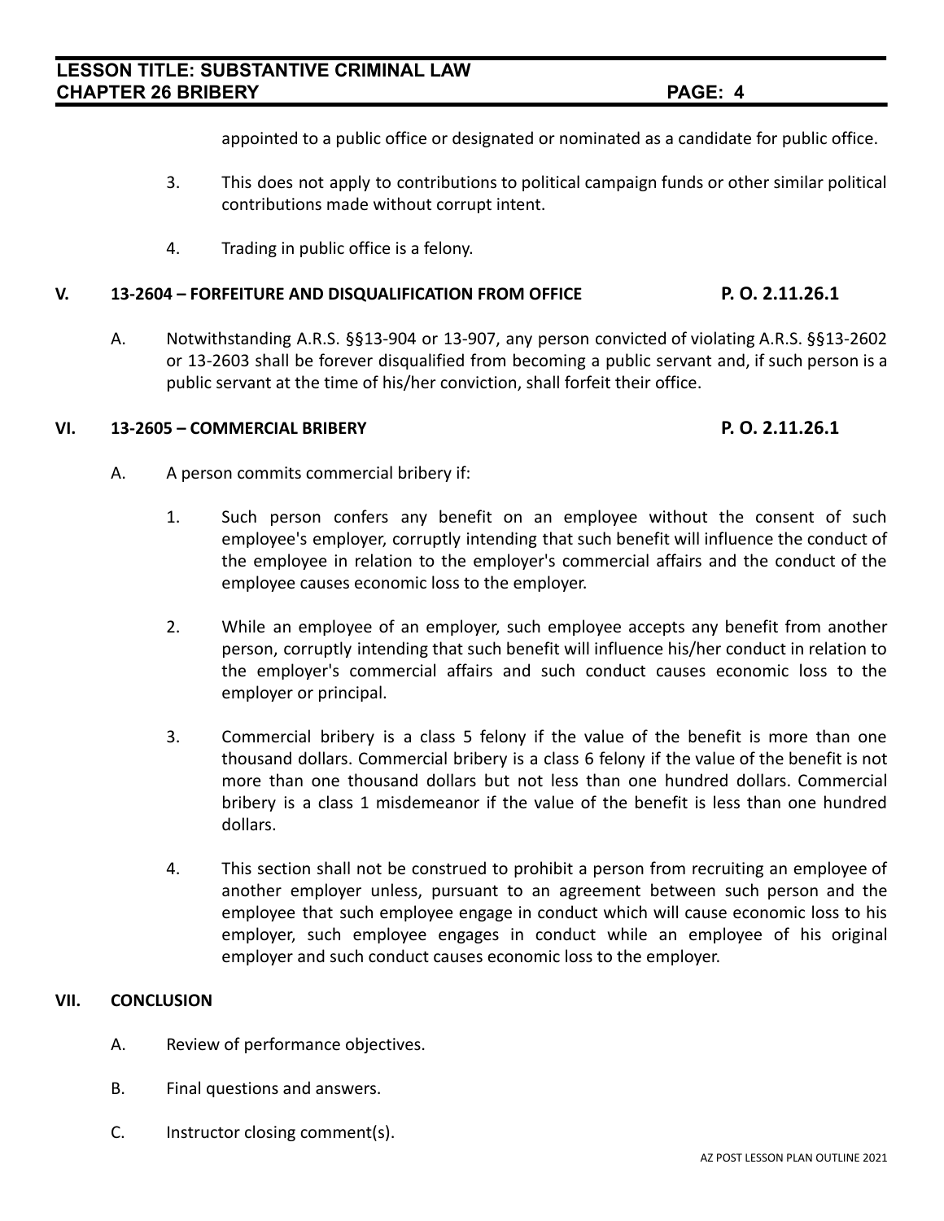appointed to a public office or designated or nominated as a candidate for public office.

3. This does not apply to contributions to political campaign funds or other similar political contributions made without corrupt intent.

4. Trading in public office is a felony.

## V. 13-2604 – FORFEITURE AND DISQUALIFICATION FROM OFFICE P. O. 2.11.26.1

A. Notwithstanding A.R.S. §§13-904 or 13-907, any person convicted of violating A.R.S. §§13-2602 or 13-2603 shall be forever disqualified from becoming a public servant and, if such person is a public servant at the time of his/her conviction, shall forfeit their office.

## VI. 13-2605 – COMMERCIAL BRIBERY P. O. 2.11.26.1

A. A person commits commercial bribery if:

1. Such person confers any benefit on an employee without the consent of such employee's employer, corruptly intending that such benefit will influence the conduct of the employee in relation to the employer's commercial affairs and the conduct of the employee causes economic loss to the employer.

2. While an employee of an employer, such employee accepts any benefit from another person, corruptly intending that such benefit will influence his/her conduct in relation to the employer's commercial affairs and such conduct causes economic loss to the employer or principal.

3. Commercial bribery is a class 5 felony if the value of the benefit is more than one thousand dollars. Commercial bribery is a class 6 felony if the value of the benefit is not more than one thousand dollars but not less than one hundred dollars. Commercial bribery is a class 1 misdemeanor if the value of the benefit is less than one hundred dollars.

4. This section shall not be construed to prohibit a person from recruiting an employee of another employer unless, pursuant to an agreement between such person and the employee that such employee engage in conduct which will cause economic loss to his employer, such employee engages in conduct while an employee of his original employer and such conduct causes economic loss to the employer.

## VII. CONCLUSION

A. Review of performance objectives.

B. Final questions and answers.

C. Instructor closing comment(s).